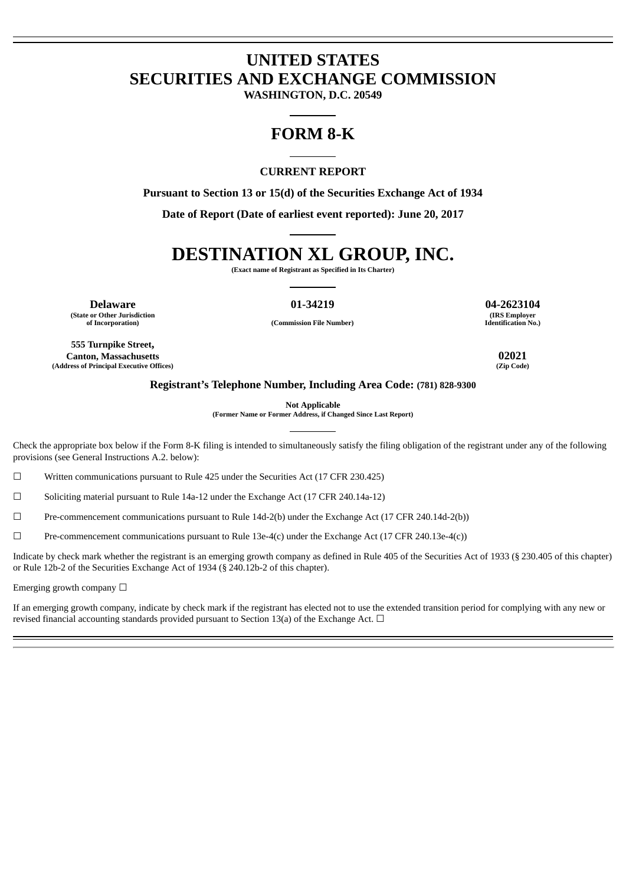# UNITED STATES
# SECURITIES AND EXCHANGE COMMISSION

**WASHINGTON, D.C. 20549**

# FORM 8-K

**CURRENT REPORT**

**Pursuant to Section 13 or 15(d) of the Securities Exchange Act of 1934**

**Date of Report (Date of earliest event reported): June 20, 2017**

# DESTINATION XL GROUP, INC.

**(Exact name of Registrant as Specified in Its Charter)**

| **Delaware** | **01-34219** | **04-2623104** |
|---|---|---|
| **(State or Other Jurisdiction of Incorporation)** | **(Commission File Number)** | **(IRS Employer Identification No.)** |

| **555 Turnpike Street, Canton, Massachusetts** | **02021** |
|---|---|
| **(Address of Principal Executive Offices)** | **(Zip Code)** |

**Registrant's Telephone Number, Including Area Code: (781) 828-9300**

**Not Applicable**
**(Former Name or Former Address, if Changed Since Last Report)**

Check the appropriate box below if the Form 8-K filing is intended to simultaneously satisfy the filing obligation of the registrant under any of the following provisions (see General Instructions A.2. below):

☐ Written communications pursuant to Rule 425 under the Securities Act (17 CFR 230.425)

☐ Soliciting material pursuant to Rule 14a-12 under the Exchange Act (17 CFR 240.14a-12)

☐ Pre-commencement communications pursuant to Rule 14d-2(b) under the Exchange Act (17 CFR 240.14d-2(b))

☐ Pre-commencement communications pursuant to Rule 13e-4(c) under the Exchange Act (17 CFR 240.13e-4(c))

Indicate by check mark whether the registrant is an emerging growth company as defined in Rule 405 of the Securities Act of 1933 (§ 230.405 of this chapter) or Rule 12b-2 of the Securities Exchange Act of 1934 (§ 240.12b-2 of this chapter).

Emerging growth company ☐

If an emerging growth company, indicate by check mark if the registrant has elected not to use the extended transition period for complying with any new or revised financial accounting standards provided pursuant to Section 13(a) of the Exchange Act. ☐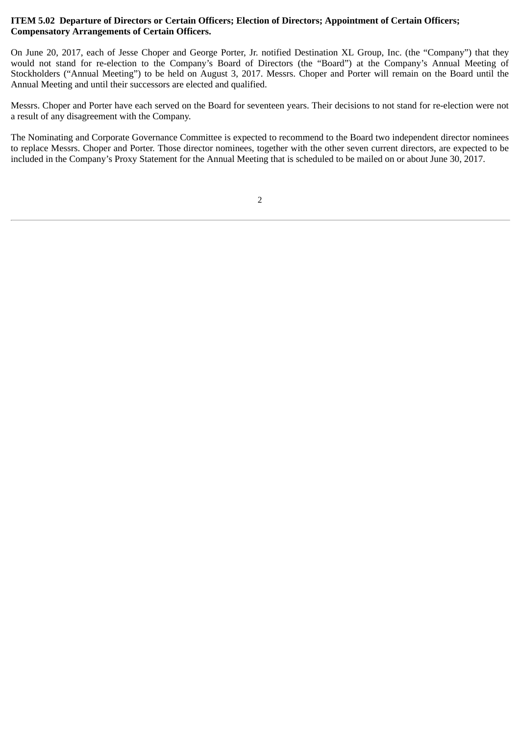**ITEM 5.02 Departure of Directors or Certain Officers; Election of Directors; Appointment of Certain Officers; Compensatory Arrangements of Certain Officers.**

On June 20, 2017, each of Jesse Choper and George Porter, Jr. notified Destination XL Group, Inc. (the "Company") that they would not stand for re-election to the Company's Board of Directors (the "Board") at the Company's Annual Meeting of Stockholders ("Annual Meeting") to be held on August 3, 2017. Messrs. Choper and Porter will remain on the Board until the Annual Meeting and until their successors are elected and qualified.

Messrs. Choper and Porter have each served on the Board for seventeen years. Their decisions to not stand for re-election were not a result of any disagreement with the Company.

The Nominating and Corporate Governance Committee is expected to recommend to the Board two independent director nominees to replace Messrs. Choper and Porter. Those director nominees, together with the other seven current directors, are expected to be included in the Company's Proxy Statement for the Annual Meeting that is scheduled to be mailed on or about June 30, 2017.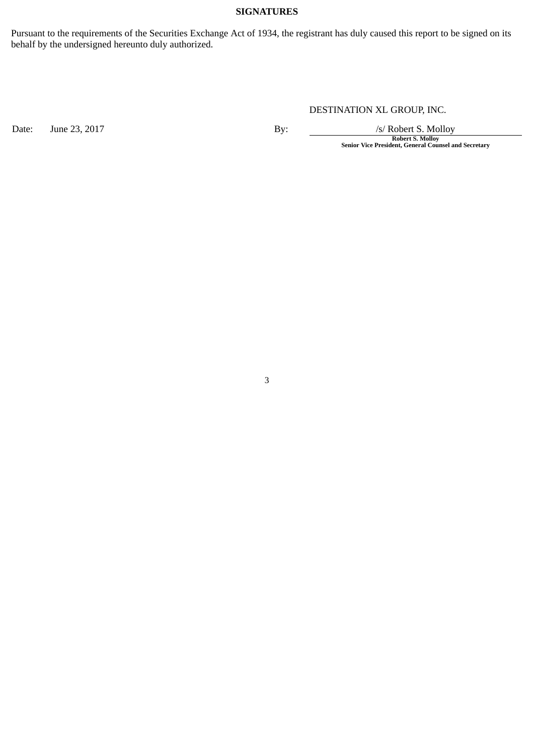**SIGNATURES**

Pursuant to the requirements of the Securities Exchange Act of 1934, the registrant has duly caused this report to be signed on its behalf by the undersigned hereunto duly authorized.

DESTINATION XL GROUP, INC.

Date: June 23, 2017

By: /s/ Robert S. Molloy

**Robert S. Molloy**
**Senior Vice President, General Counsel and Secretary**